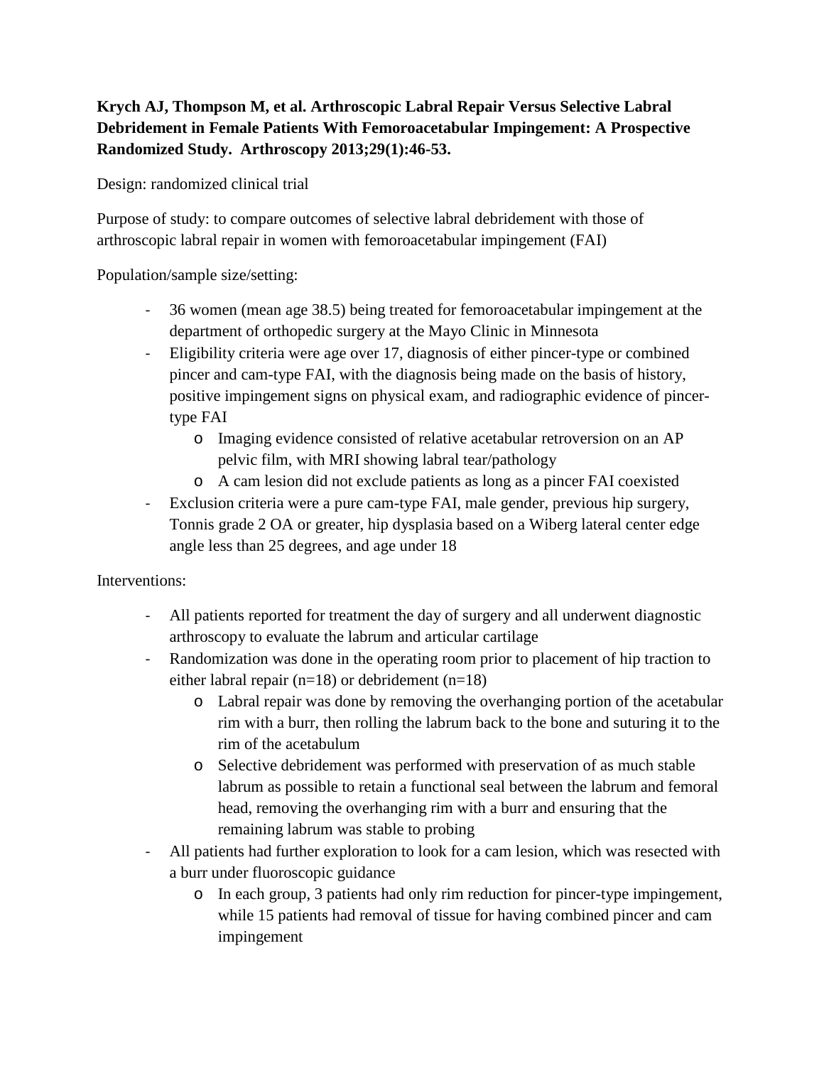**Krych AJ, Thompson M, et al. Arthroscopic Labral Repair Versus Selective Labral Debridement in Female Patients With Femoroacetabular Impingement: A Prospective Randomized Study. Arthroscopy 2013;29(1):46-53.**

Design: randomized clinical trial

Purpose of study: to compare outcomes of selective labral debridement with those of arthroscopic labral repair in women with femoroacetabular impingement (FAI)

Population/sample size/setting:

- 36 women (mean age 38.5) being treated for femoroacetabular impingement at the department of orthopedic surgery at the Mayo Clinic in Minnesota
- Eligibility criteria were age over 17, diagnosis of either pincer-type or combined pincer and cam-type FAI, with the diagnosis being made on the basis of history, positive impingement signs on physical exam, and radiographic evidence of pincer-type FAI
  - Imaging evidence consisted of relative acetabular retroversion on an AP pelvic film, with MRI showing labral tear/pathology
  - A cam lesion did not exclude patients as long as a pincer FAI coexisted
- Exclusion criteria were a pure cam-type FAI, male gender, previous hip surgery, Tonnis grade 2 OA or greater, hip dysplasia based on a Wiberg lateral center edge angle less than 25 degrees, and age under 18

Interventions:

- All patients reported for treatment the day of surgery and all underwent diagnostic arthroscopy to evaluate the labrum and articular cartilage
- Randomization was done in the operating room prior to placement of hip traction to either labral repair (n=18) or debridement (n=18)
  - Labral repair was done by removing the overhanging portion of the acetabular rim with a burr, then rolling the labrum back to the bone and suturing it to the rim of the acetabulum
  - Selective debridement was performed with preservation of as much stable labrum as possible to retain a functional seal between the labrum and femoral head, removing the overhanging rim with a burr and ensuring that the remaining labrum was stable to probing
- All patients had further exploration to look for a cam lesion, which was resected with a burr under fluoroscopic guidance
  - In each group, 3 patients had only rim reduction for pincer-type impingement, while 15 patients had removal of tissue for having combined pincer and cam impingement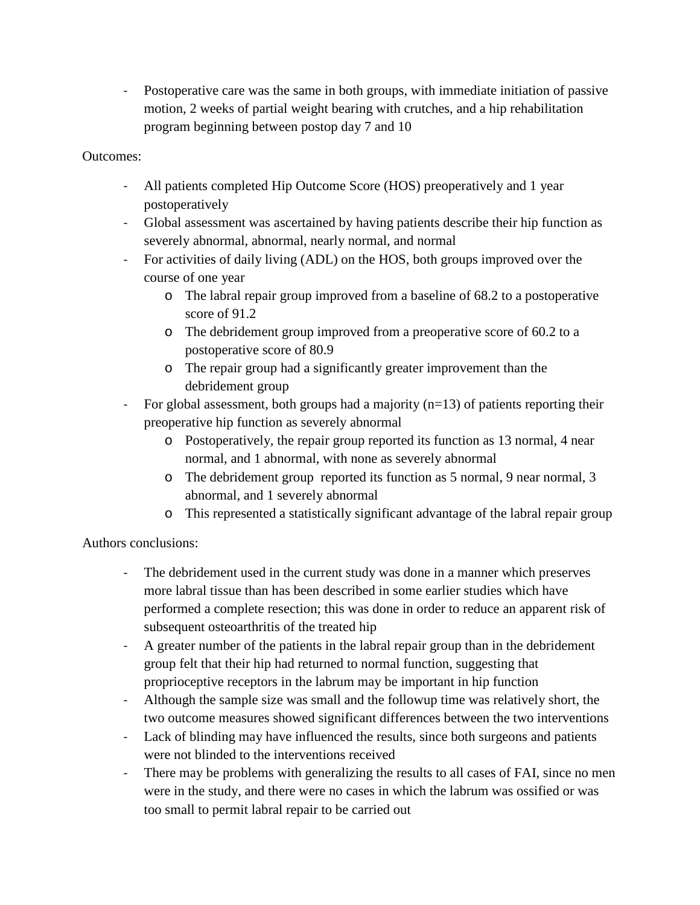- Postoperative care was the same in both groups, with immediate initiation of passive motion, 2 weeks of partial weight bearing with crutches, and a hip rehabilitation program beginning between postop day 7 and 10

Outcomes:

- All patients completed Hip Outcome Score (HOS) preoperatively and 1 year postoperatively
- Global assessment was ascertained by having patients describe their hip function as severely abnormal, abnormal, nearly normal, and normal
- For activities of daily living (ADL) on the HOS, both groups improved over the course of one year
    - The labral repair group improved from a baseline of 68.2 to a postoperative score of 91.2
    - The debridement group improved from a preoperative score of 60.2 to a postoperative score of 80.9
    - The repair group had a significantly greater improvement than the debridement group
- For global assessment, both groups had a majority (n=13) of patients reporting their preoperative hip function as severely abnormal
    - Postoperatively, the repair group reported its function as 13 normal, 4 near normal, and 1 abnormal, with none as severely abnormal
    - The debridement group reported its function as 5 normal, 9 near normal, 3 abnormal, and 1 severely abnormal
    - This represented a statistically significant advantage of the labral repair group

Authors conclusions:

- The debridement used in the current study was done in a manner which preserves more labral tissue than has been described in some earlier studies which have performed a complete resection; this was done in order to reduce an apparent risk of subsequent osteoarthritis of the treated hip
- A greater number of the patients in the labral repair group than in the debridement group felt that their hip had returned to normal function, suggesting that proprioceptive receptors in the labrum may be important in hip function
- Although the sample size was small and the followup time was relatively short, the two outcome measures showed significant differences between the two interventions
- Lack of blinding may have influenced the results, since both surgeons and patients were not blinded to the interventions received
- There may be problems with generalizing the results to all cases of FAI, since no men were in the study, and there were no cases in which the labrum was ossified or was too small to permit labral repair to be carried out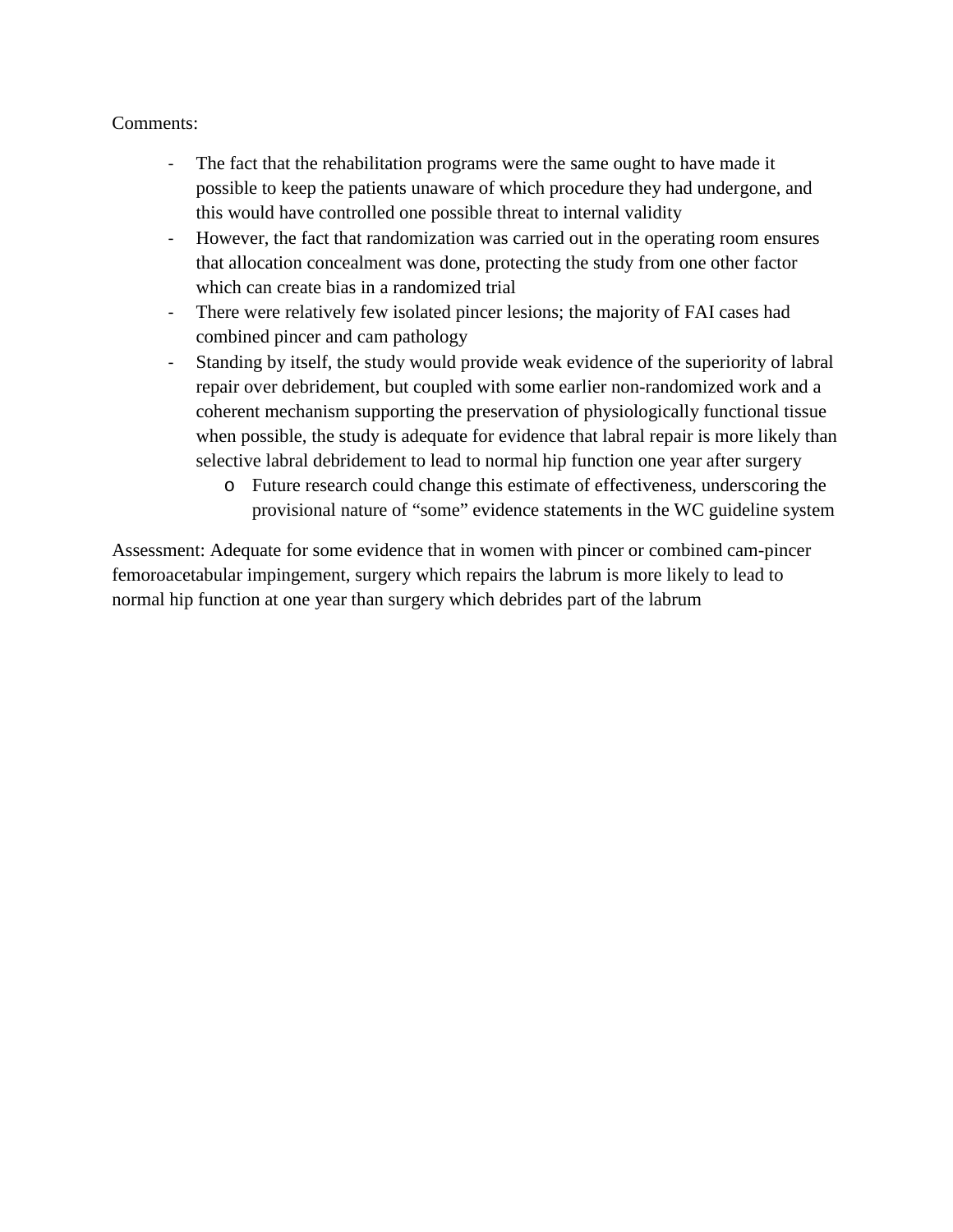Comments:

- The fact that the rehabilitation programs were the same ought to have made it possible to keep the patients unaware of which procedure they had undergone, and this would have controlled one possible threat to internal validity
- However, the fact that randomization was carried out in the operating room ensures that allocation concealment was done, protecting the study from one other factor which can create bias in a randomized trial
- There were relatively few isolated pincer lesions; the majority of FAI cases had combined pincer and cam pathology
- Standing by itself, the study would provide weak evidence of the superiority of labral repair over debridement, but coupled with some earlier non-randomized work and a coherent mechanism supporting the preservation of physiologically functional tissue when possible, the study is adequate for evidence that labral repair is more likely than selective labral debridement to lead to normal hip function one year after surgery
    - Future research could change this estimate of effectiveness, underscoring the provisional nature of "some" evidence statements in the WC guideline system

Assessment: Adequate for some evidence that in women with pincer or combined cam-pincer femoroacetabular impingement, surgery which repairs the labrum is more likely to lead to normal hip function at one year than surgery which debrides part of the labrum